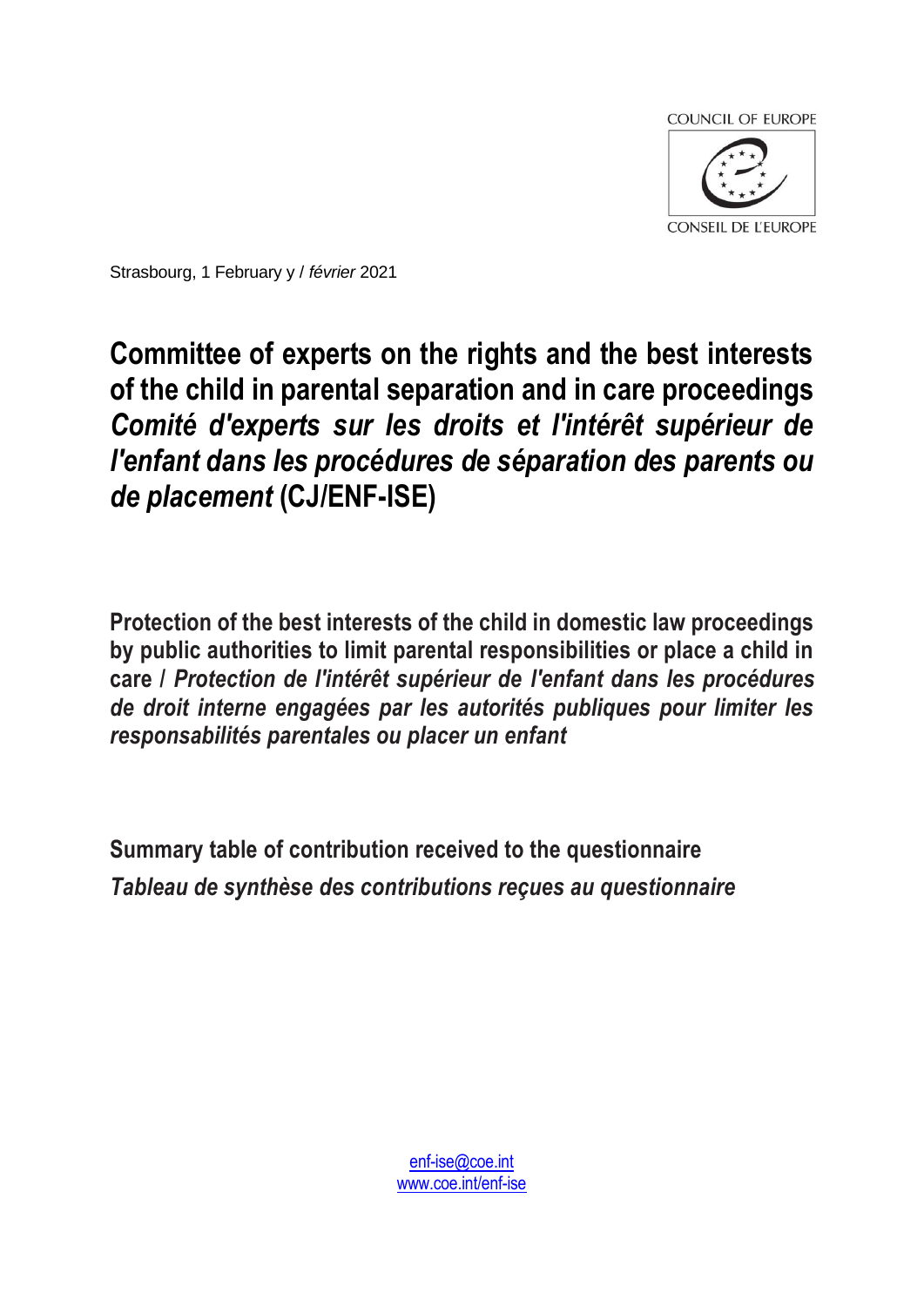COUNCIL OF EUROPE

CONSEIL DE L'EUROPE

Strasbourg, 1 February y / *février* 2021

# Committee of experts on the rights and the best interests of the child in parental separation and in care proceedings *Comité d'experts sur les droits et l'intérêt supérieur de l'enfant dans les procédures de séparation des parents ou de placement* (CJ/ENF-ISE)

## Protection of the best interests of the child in domestic law proceedings by public authorities to limit parental responsibilities or place a child in care / *Protection de l'intérêt supérieur de l'enfant dans les procédures de droit interne engagées par les autorités publiques pour limiter les responsabilités parentales ou placer un enfant*

## Summary table of contribution received to the questionnaire

## *Tableau de synthèse des contributions reçues au questionnaire*

enf-ise@coe.int
www.coe.int/enf-ise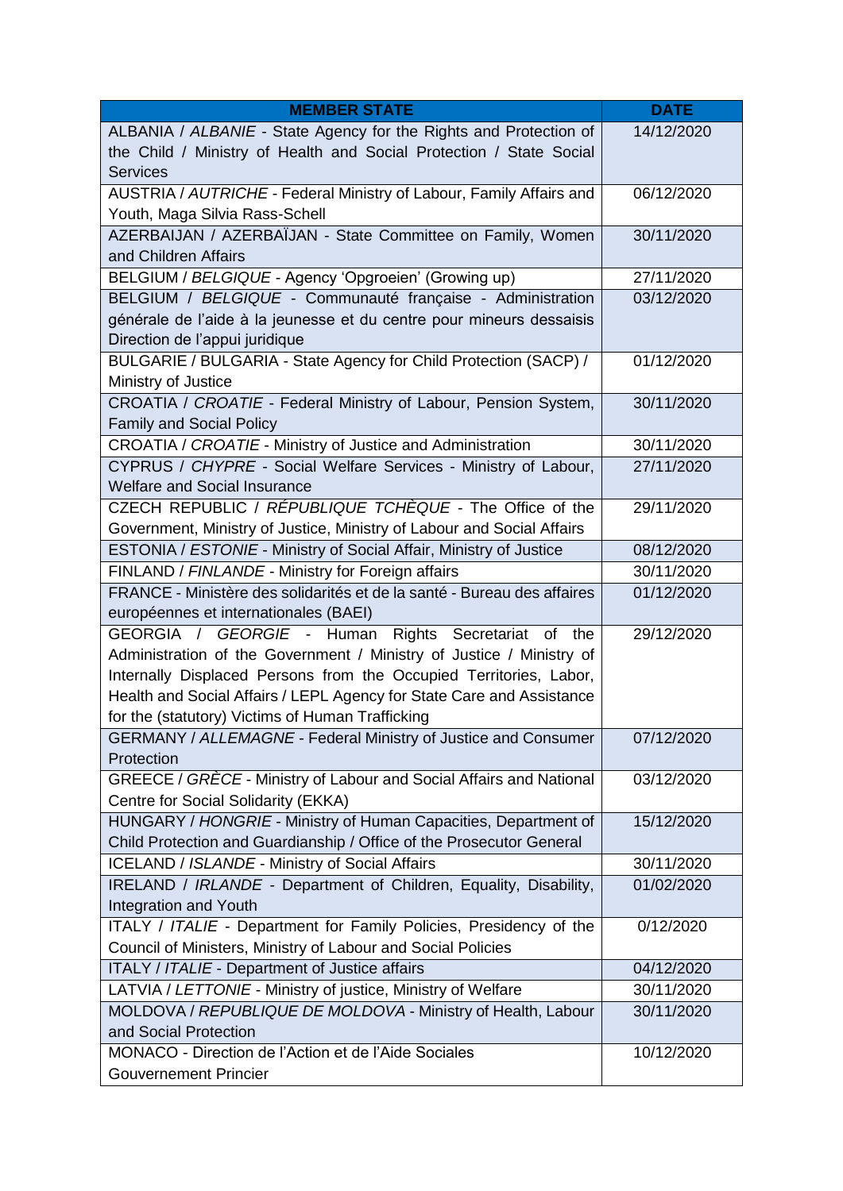| MEMBER STATE | DATE |
| --- | --- |
| ALBANIA / *ALBANIE* - State Agency for the Rights and Protection of the Child / Ministry of Health and Social Protection / State Social Services | 14/12/2020 |
| AUSTRIA / *AUTRICHE* - Federal Ministry of Labour, Family Affairs and Youth, Maga Silvia Rass-Schell | 06/12/2020 |
| AZERBAIJAN / AZERBAÏJAN - State Committee on Family, Women and Children Affairs | 30/11/2020 |
| BELGIUM / *BELGIQUE* - Agency 'Opgroeien' (Growing up) | 27/11/2020 |
| BELGIUM / *BELGIQUE* - Communauté française - Administration générale de l'aide à la jeunesse et du centre pour mineurs dessaisis Direction de l'appui juridique | 03/12/2020 |
| BULGARIE / BULGARIA - State Agency for Child Protection (SACP) / Ministry of Justice | 01/12/2020 |
| CROATIA / *CROATIE* - Federal Ministry of Labour, Pension System, Family and Social Policy | 30/11/2020 |
| CROATIA / *CROATIE* - Ministry of Justice and Administration | 30/11/2020 |
| CYPRUS / *CHYPRE* - Social Welfare Services - Ministry of Labour, Welfare and Social Insurance | 27/11/2020 |
| CZECH REPUBLIC / *RÉPUBLIQUE TCHÈQUE* - The Office of the Government, Ministry of Justice, Ministry of Labour and Social Affairs | 29/11/2020 |
| ESTONIA / *ESTONIE* - Ministry of Social Affair, Ministry of Justice | 08/12/2020 |
| FINLAND / *FINLANDE* - Ministry for Foreign affairs | 30/11/2020 |
| FRANCE - Ministère des solidarités et de la santé - Bureau des affaires européennes et internationales (BAEI) | 01/12/2020 |
| GEORGIA / *GEORGIE* - Human Rights Secretariat of the Administration of the Government / Ministry of Justice / Ministry of Internally Displaced Persons from the Occupied Territories, Labor, Health and Social Affairs / LEPL Agency for State Care and Assistance for the (statutory) Victims of Human Trafficking | 29/12/2020 |
| GERMANY / *ALLEMAGNE* - Federal Ministry of Justice and Consumer Protection | 07/12/2020 |
| GREECE / *GRÈCE* - Ministry of Labour and Social Affairs and National Centre for Social Solidarity (EKKA) | 03/12/2020 |
| HUNGARY / *HONGRIE* - Ministry of Human Capacities, Department of Child Protection and Guardianship / Office of the Prosecutor General | 15/12/2020 |
| ICELAND / *ISLANDE* - Ministry of Social Affairs | 30/11/2020 |
| IRELAND / *IRLANDE* - Department of Children, Equality, Disability, Integration and Youth | 01/02/2020 |
| ITALY / *ITALIE* - Department for Family Policies, Presidency of the Council of Ministers, Ministry of Labour and Social Policies | 0/12/2020 |
| ITALY / *ITALIE* - Department of Justice affairs | 04/12/2020 |
| LATVIA / *LETTONIE* - Ministry of justice, Ministry of Welfare | 30/11/2020 |
| MOLDOVA / *REPUBLIQUE DE MOLDOVA* - Ministry of Health, Labour and Social Protection | 30/11/2020 |
| MONACO - Direction de l'Action et de l'Aide Sociales Gouvernement Princier | 10/12/2020 |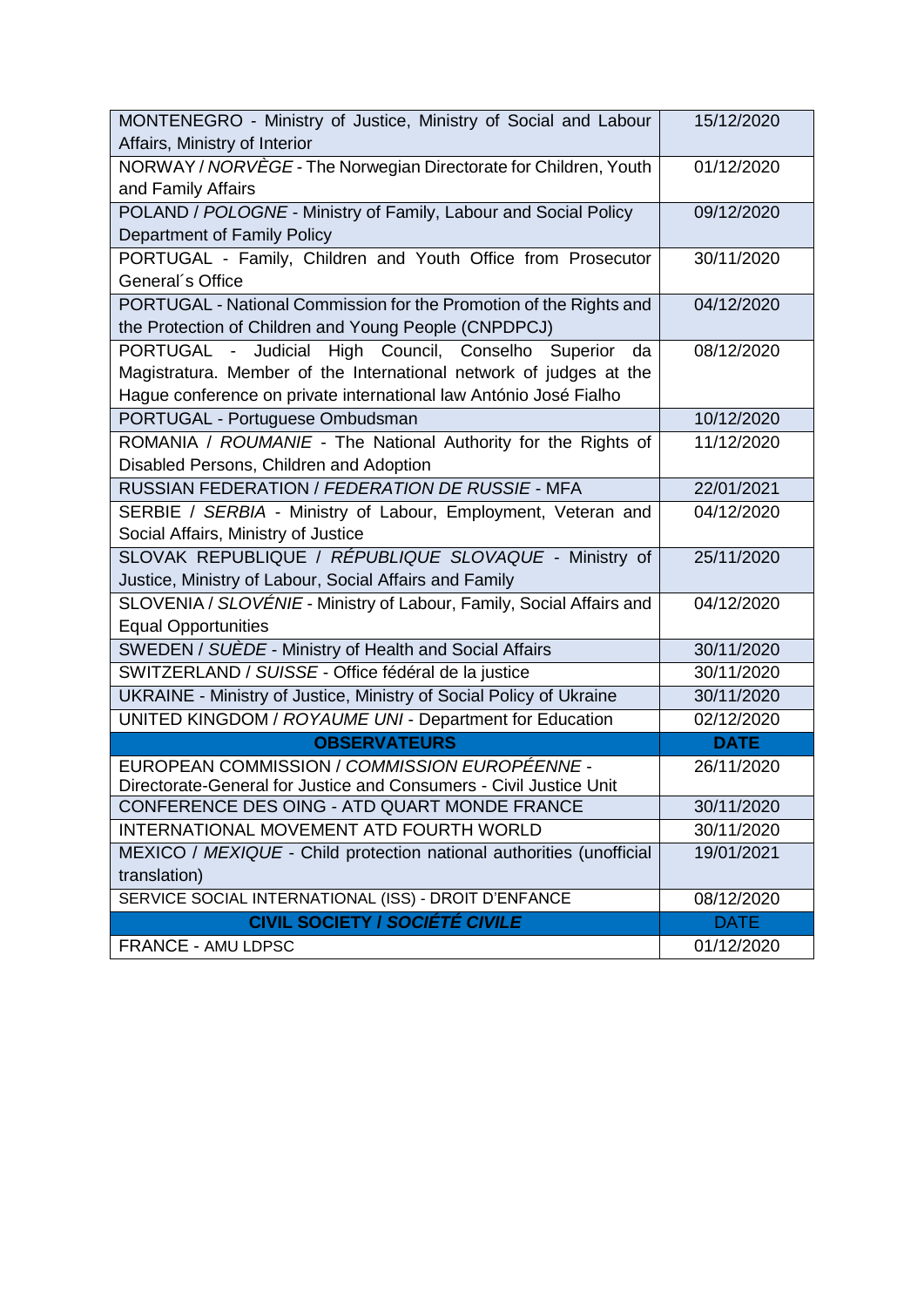| | |
|---|---|
| MONTENEGRO - Ministry of Justice, Ministry of Social and Labour Affairs, Ministry of Interior | 15/12/2020 |
| NORWAY / *NORVÈGE* - The Norwegian Directorate for Children, Youth and Family Affairs | 01/12/2020 |
| POLAND / *POLOGNE* - Ministry of Family, Labour and Social Policy Department of Family Policy | 09/12/2020 |
| PORTUGAL - Family, Children and Youth Office from Prosecutor General´s Office | 30/11/2020 |
| PORTUGAL - National Commission for the Promotion of the Rights and the Protection of Children and Young People (CNPDPCJ) | 04/12/2020 |
| PORTUGAL - Judicial High Council, Conselho Superior da Magistratura. Member of the International network of judges at the Hague conference on private international law António José Fialho | 08/12/2020 |
| PORTUGAL - Portuguese Ombudsman | 10/12/2020 |
| ROMANIA / *ROUMANIE* - The National Authority for the Rights of Disabled Persons, Children and Adoption | 11/12/2020 |
| RUSSIAN FEDERATION / *FEDERATION DE RUSSIE* - MFA | 22/01/2021 |
| SERBIE / *SERBIA* - Ministry of Labour, Employment, Veteran and Social Affairs, Ministry of Justice | 04/12/2020 |
| SLOVAK REPUBLIQUE / *RÉPUBLIQUE SLOVAQUE* - Ministry of Justice, Ministry of Labour, Social Affairs and Family | 25/11/2020 |
| SLOVENIA / *SLOVÉNIE* - Ministry of Labour, Family, Social Affairs and Equal Opportunities | 04/12/2020 |
| SWEDEN / *SUÈDE* - Ministry of Health and Social Affairs | 30/11/2020 |
| SWITZERLAND / *SUISSE* - Office fédéral de la justice | 30/11/2020 |
| UKRAINE - Ministry of Justice, Ministry of Social Policy of Ukraine | 30/11/2020 |
| UNITED KINGDOM / *ROYAUME UNI* - Department for Education | 02/12/2020 |
| **OBSERVATEURS** | **DATE** |
| EUROPEAN COMMISSION / *COMMISSION EUROPÉENNE* - Directorate-General for Justice and Consumers - Civil Justice Unit | 26/11/2020 |
| CONFERENCE DES OING - ATD QUART MONDE FRANCE | 30/11/2020 |
| INTERNATIONAL MOVEMENT ATD FOURTH WORLD | 30/11/2020 |
| MEXICO / *MEXIQUE* - Child protection national authorities (unofficial translation) | 19/01/2021 |
| SERVICE SOCIAL INTERNATIONAL (ISS) - DROIT D'ENFANCE | 08/12/2020 |
| **CIVIL SOCIETY / *SOCIÉTÉ CIVILE*** | DATE |
| FRANCE - AMU LDPSC | 01/12/2020 |